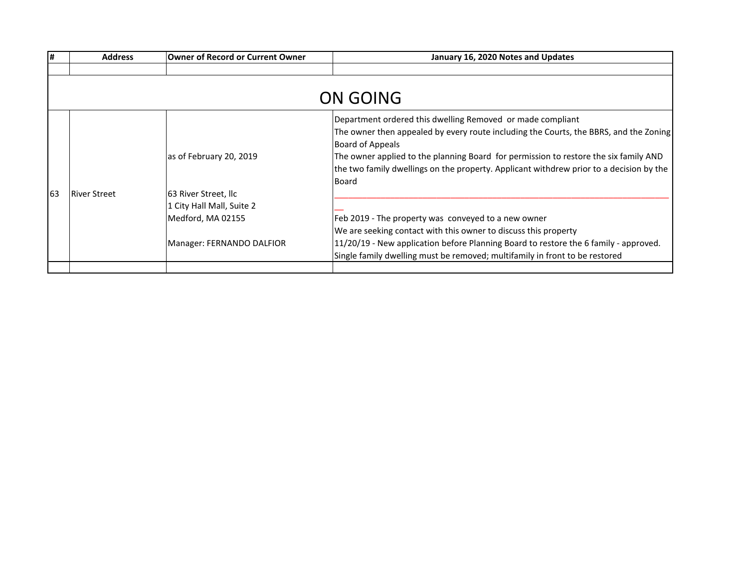| # | Address | Owner of Record or Current Owner | January 16, 2020 Notes and Updates |
|---|---|---|---|
| | | | |
| **ON GOING** | | | |
| 63 | River Street | as of February 20, 2019<br><br>63 River Street, llc<br>1 City Hall Mall, Suite 2<br>Medford, MA 02155<br><br>Manager: FERNANDO DALFIOR | Department ordered this dwelling Removed or made compliant<br>The owner then appealed by every route including the Courts, the BBRS, and the Zoning Board of Appeals<br>The owner applied to the planning Board for permission to restore the six family AND the two family dwellings on the property. Applicant withdrew prior to a decision by the Board<br>___________________________________________________________________<br>Feb 2019 - The property was conveyed to a new owner<br>We are seeking contact with this owner to discuss this property<br>11/20/19 - New application before Planning Board to restore the 6 family - approved. Single family dwelling must be removed; multifamily in front to be restored |
| | | | |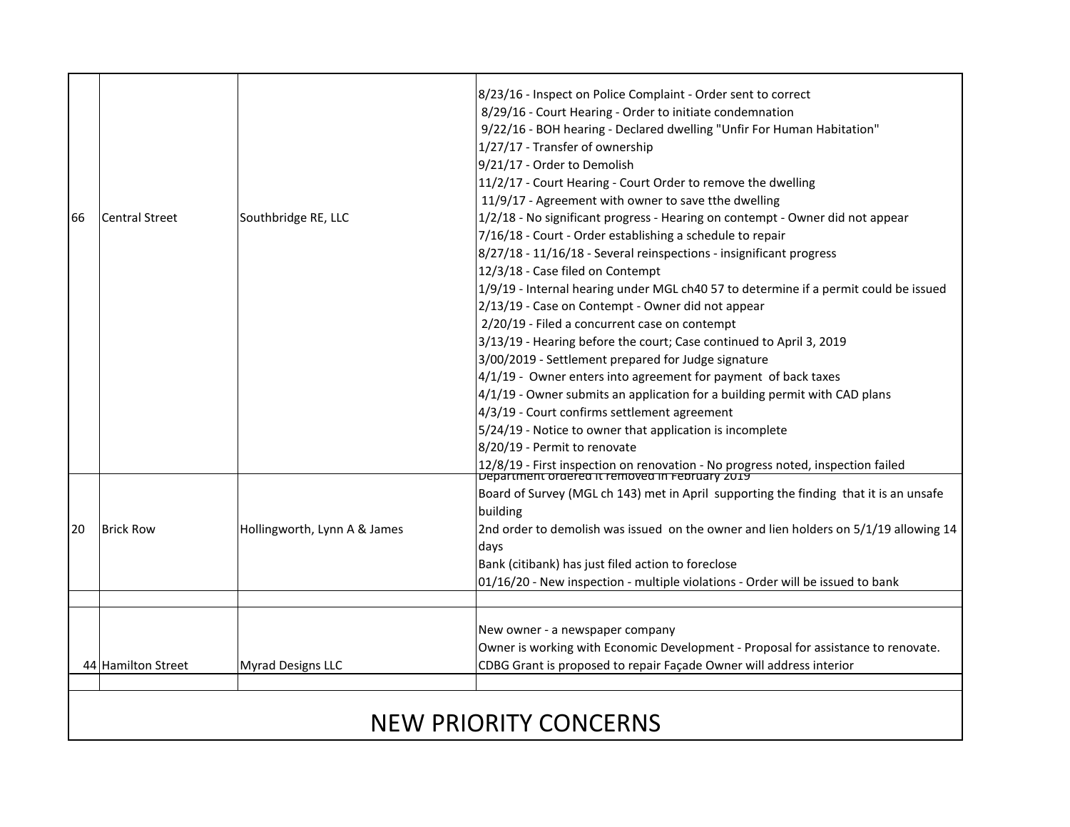| | | | |
|---|---|---|---|
| 66 | Central Street | Southbridge RE, LLC | 8/23/16 - Inspect on Police Complaint - Order sent to correct<br>8/29/16 - Court Hearing - Order to initiate condemnation<br>9/22/16 - BOH hearing - Declared dwelling "Unfir For Human Habitation"<br>1/27/17 - Transfer of ownership<br>9/21/17 - Order to Demolish<br>11/2/17 - Court Hearing - Court Order to remove the dwelling<br>11/9/17 - Agreement with owner to save tthe dwelling<br>1/2/18 - No significant progress - Hearing on contempt - Owner did not appear<br>7/16/18 - Court - Order establishing a schedule to repair<br>8/27/18 - 11/16/18 - Several reinspections - insignificant progress<br>12/3/18 - Case filed on Contempt<br>1/9/19 - Internal hearing under MGL ch40 57 to determine if a permit could be issued<br>2/13/19 - Case on Contempt - Owner did not appear<br>2/20/19 - Filed a concurrent case on contempt<br>3/13/19 - Hearing before the court; Case continued to April 3, 2019<br>3/00/2019 - Settlement prepared for Judge signature<br>4/1/19 - Owner enters into agreement for payment of back taxes<br>4/1/19 - Owner submits an application for a building permit with CAD plans<br>4/3/19 - Court confirms settlement agreement<br>5/24/19 - Notice to owner that application is incomplete<br>8/20/19 - Permit to renovate<br>12/8/19 - First inspection on renovation - No progress noted, inspection failed |
| 20 | Brick Row | Hollingworth, Lynn A & James | Department ordered it removed in February 2019<br>Board of Survey (MGL ch 143) met in April supporting the finding that it is an unsafe building<br>2nd order to demolish was issued on the owner and lien holders on 5/1/19 allowing 14 days<br>Bank (citibank) has just filed action to foreclose<br>01/16/20 - New inspection - multiple violations - Order will be issued to bank |
| | | | |
| 44 | Hamilton Street | Myrad Designs LLC | New owner - a newspaper company<br>Owner is working with Economic Development - Proposal for assistance to renovate.<br>CDBG Grant is proposed to repair Façade Owner will address interior |
| | | | |

## NEW PRIORITY CONCERNS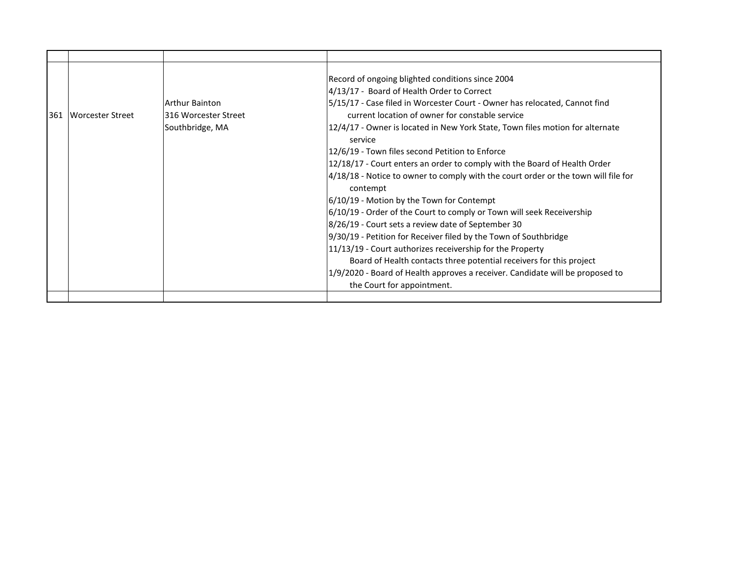| | | | |
|---|---|---|---|
| 361 | Worcester Street | Arthur Bainton<br>316 Worcester Street<br>Southbridge, MA | Record of ongoing blighted conditions since 2004<br>4/13/17 - Board of Health Order to Correct<br>5/15/17 - Case filed in Worcester Court - Owner has relocated, Cannot find current location of owner for constable service<br>12/4/17 - Owner is located in New York State, Town files motion for alternate service<br>12/6/19 - Town files second Petition to Enforce<br>12/18/17 - Court enters an order to comply with the Board of Health Order<br>4/18/18 - Notice to owner to comply with the court order or the town will file for contempt<br>6/10/19 - Motion by the Town for Contempt<br>6/10/19 - Order of the Court to comply or Town will seek Receivership<br>8/26/19 - Court sets a review date of September 30<br>9/30/19 - Petition for Receiver filed by the Town of Southbridge<br>11/13/19 - Court authorizes receivership for the Property<br>Board of Health contacts three potential receivers for this project<br>1/9/2020 - Board of Health approves a receiver. Candidate will be proposed to the Court for appointment. |
| | | | |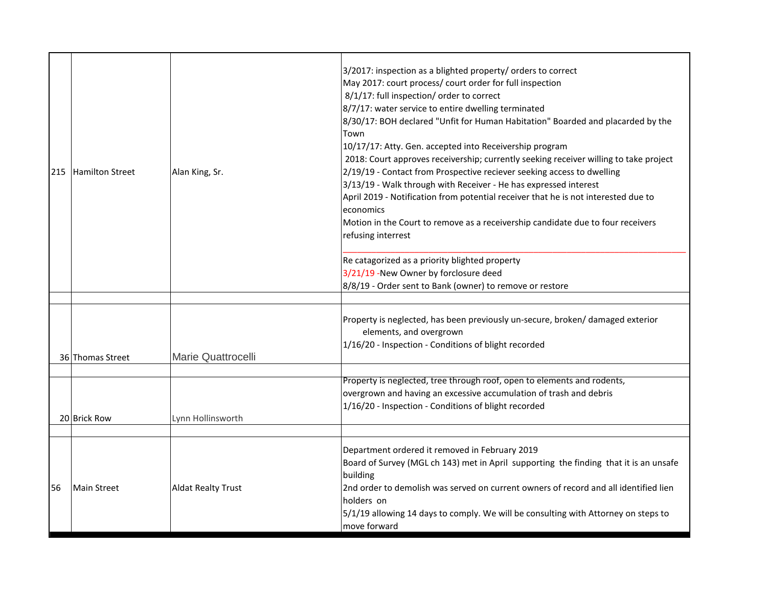| | | | |
|---|---|---|---|
| 215 | Hamilton Street | Alan King, Sr. | 3/2017: inspection as a blighted property/ orders to correct<br>May 2017: court process/ court order for full inspection<br>8/1/17: full inspection/ order to correct<br>8/7/17: water service to entire dwelling terminated<br>8/30/17: BOH declared "Unfit for Human Habitation" Boarded and placarded by the Town<br>10/17/17: Atty. Gen. accepted into Receivership program<br>2018: Court approves receivership; currently seeking receiver willing to take project<br>2/19/19 - Contact from Prospective reciever seeking access to dwelling<br>3/13/19 - Walk through with Receiver - He has expressed interest<br>April 2019 - Notification from potential receiver that he is not interested due to economics<br>Motion in the Court to remove as a receivership candidate due to four receivers refusing interrest<br>\_\_\_\_\_\_\_\_\_\_\_\_\_\_\_\_\_\_\_\_\_\_\_\_\_\_\_\_\_\_\_\_\_\_\_\_\_\_\_\_\_\_\_\_\_\_\_\_\_\_\_\_\_\_<br>Re catagorized as a priority blighted property<br>3/21/19 -New Owner by forclosure deed<br>8/8/19 - Order sent to Bank (owner) to remove or restore |
| | | | |
| 36 | Thomas Street | Marie Quattrocelli | Property is neglected, has been previously un-secure, broken/ damaged exterior elements, and overgrown<br>1/16/20 - Inspection - Conditions of blight recorded |
| | | | |
| 20 | Brick Row | Lynn Hollinsworth | Property is neglected, tree through roof, open to elements and rodents, overgrown and having an excessive accumulation of trash and debris<br>1/16/20 - Inspection - Conditions of blight recorded |
| | | | |
| 56 | Main Street | Aldat Realty Trust | Department ordered it removed in February 2019<br>Board of Survey (MGL ch 143) met in April supporting the finding that it is an unsafe building<br>2nd order to demolish was served on current owners of record and all identified lien holders on<br>5/1/19 allowing 14 days to comply. We will be consulting with Attorney on steps to move forward |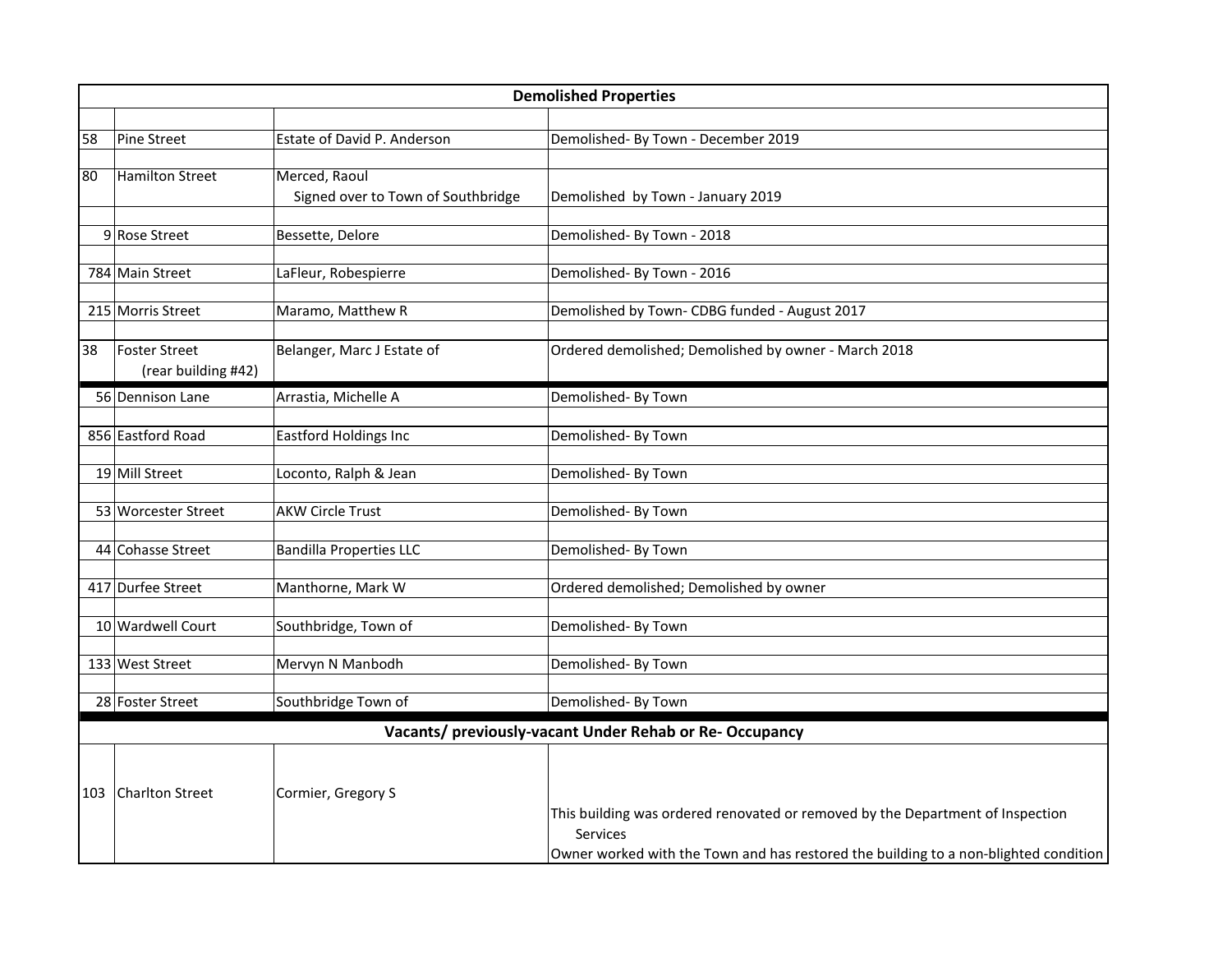| Demolished Properties | | | |
|---|---|---|---|
| 58 | Pine Street | Estate of David P. Anderson | Demolished- By Town - December 2019 |
| 80 | Hamilton Street | Merced, Raoul<br>Signed over to Town of Southbridge | Demolished by Town - January 2019 |
| 9 | Rose Street | Bessette, Delore | Demolished- By Town - 2018 |
| 784 | Main Street | LaFleur, Robespierre | Demolished- By Town - 2016 |
| 215 | Morris Street | Maramo, Matthew R | Demolished by Town- CDBG funded - August 2017 |
| 38 | Foster Street<br>(rear building #42) | Belanger, Marc J Estate of | Ordered demolished; Demolished by owner - March 2018 |
| 56 | Dennison Lane | Arrastia, Michelle A | Demolished- By Town |
| 856 | Eastford Road | Eastford Holdings Inc | Demolished- By Town |
| 19 | Mill Street | Loconto, Ralph & Jean | Demolished- By Town |
| 53 | Worcester Street | AKW Circle Trust | Demolished- By Town |
| 44 | Cohasse Street | Bandilla Properties LLC | Demolished- By Town |
| 417 | Durfee Street | Manthorne, Mark W | Ordered demolished; Demolished by owner |
| 10 | Wardwell Court | Southbridge, Town of | Demolished- By Town |
| 133 | West Street | Mervyn N Manbodh | Demolished- By Town |
| 28 | Foster Street | Southbridge Town of | Demolished- By Town |
| **Vacants/ previously-vacant Under Rehab or Re- Occupancy** | | | |
| 103 | Charlton Street | Cormier, Gregory S | This building was ordered renovated or removed by the Department of Inspection Services<br>Owner worked with the Town and has restored the building to a non-blighted condition |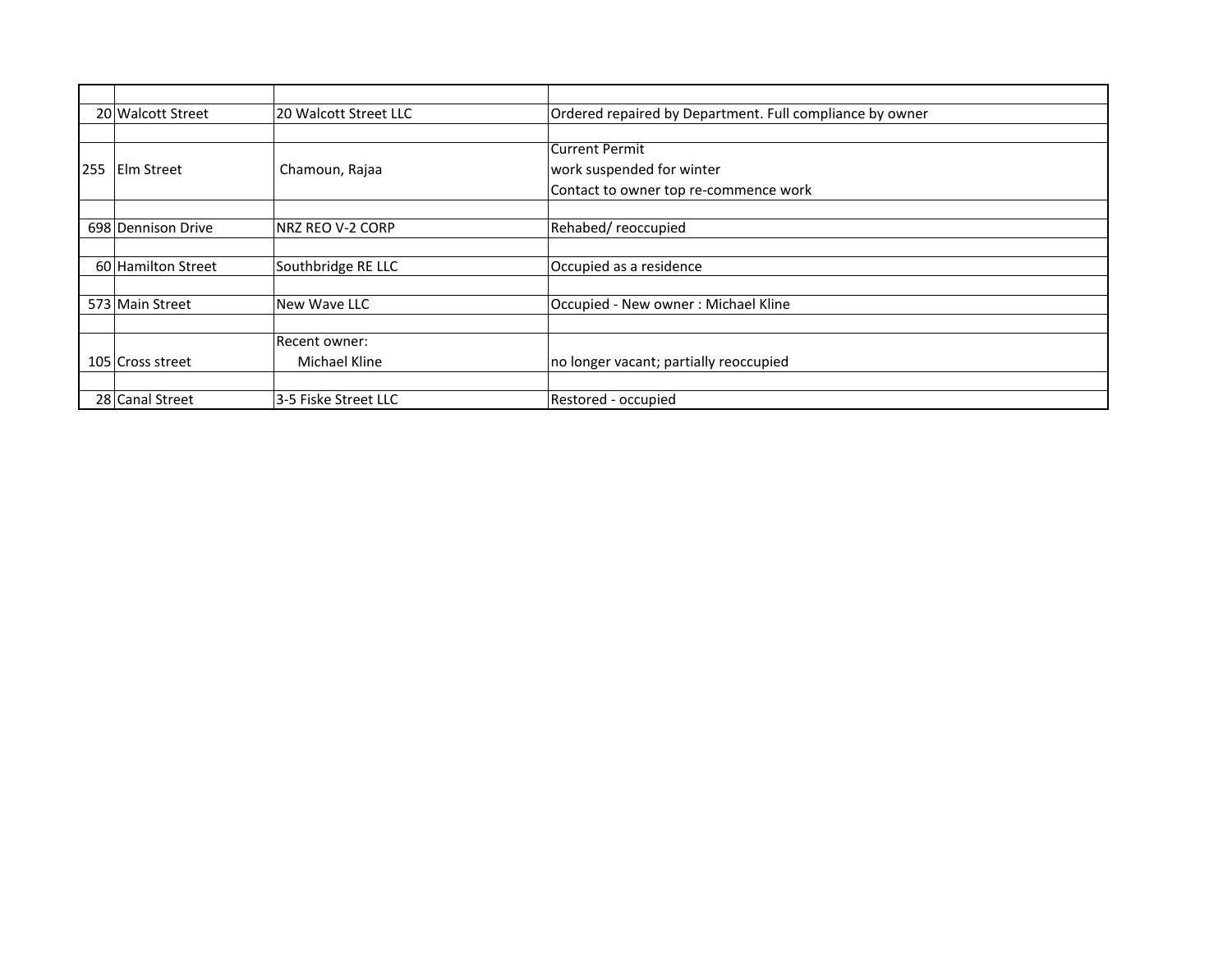| | | | |
|---|---|---|---|
| 20 | Walcott Street | 20 Walcott Street LLC | Ordered repaired by Department. Full compliance by owner |
| | | | |
| 255 | Elm Street | Chamoun, Rajaa | Current Permit<br>work suspended for winter<br>Contact to owner top re-commence work |
| | | | |
| 698 | Dennison Drive | NRZ REO V-2 CORP | Rehabed/ reoccupied |
| | | | |
| 60 | Hamilton Street | Southbridge RE LLC | Occupied as a residence |
| | | | |
| 573 | Main Street | New Wave LLC | Occupied - New owner : Michael Kline |
| | | | |
| 105 | Cross street | Recent owner:<br>Michael Kline | no longer vacant; partially reoccupied |
| | | | |
| 28 | Canal Street | 3-5 Fiske Street LLC | Restored - occupied |